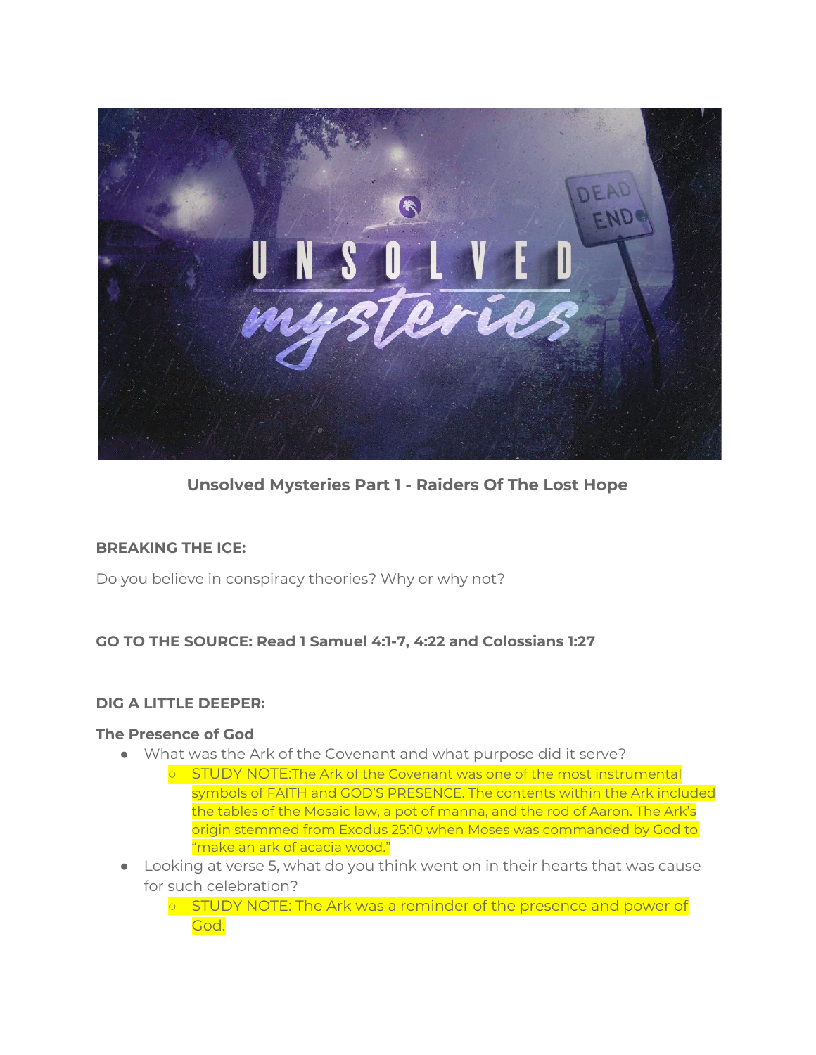**Unsolved Mysteries Part 1 - Raiders Of The Lost Hope**

**BREAKING THE ICE:**

Do you believe in conspiracy theories? Why or why not?

**GO TO THE SOURCE: Read 1 Samuel 4:1-7, 4:22 and Colossians 1:27**

**DIG A LITTLE DEEPER:**

**The Presence of God**

- What was the Ark of the Covenant and what purpose did it serve?
  - STUDY NOTE:The Ark of the Covenant was one of the most instrumental symbols of FAITH and GOD'S PRESENCE. The contents within the Ark included the tables of the Mosaic law, a pot of manna, and the rod of Aaron. The Ark's origin stemmed from Exodus 25:10 when Moses was commanded by God to "make an ark of acacia wood."
- Looking at verse 5, what do you think went on in their hearts that was cause for such celebration?
  - STUDY NOTE: The Ark was a reminder of the presence and power of God.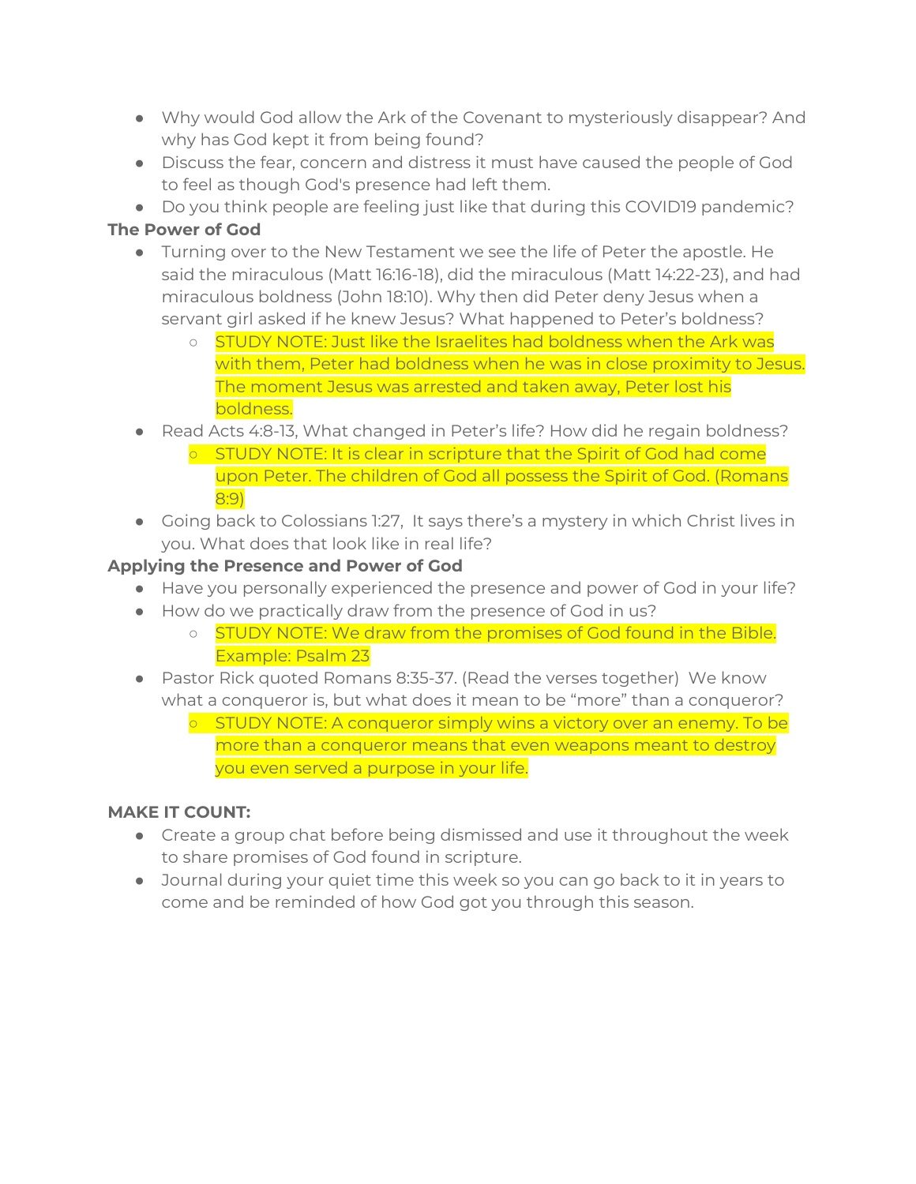- Why would God allow the Ark of the Covenant to mysteriously disappear? And why has God kept it from being found?
- Discuss the fear, concern and distress it must have caused the people of God to feel as though God's presence had left them.
- Do you think people are feeling just like that during this COVID19 pandemic?

**The Power of God**

- Turning over to the New Testament we see the life of Peter the apostle. He said the miraculous (Matt 16:16-18), did the miraculous (Matt 14:22-23), and had miraculous boldness (John 18:10). Why then did Peter deny Jesus when a servant girl asked if he knew Jesus? What happened to Peter's boldness?
  - STUDY NOTE: Just like the Israelites had boldness when the Ark was with them, Peter had boldness when he was in close proximity to Jesus. The moment Jesus was arrested and taken away, Peter lost his boldness.
- Read Acts 4:8-13, What changed in Peter's life? How did he regain boldness?
  - STUDY NOTE: It is clear in scripture that the Spirit of God had come upon Peter. The children of God all possess the Spirit of God. (Romans 8:9)
- Going back to Colossians 1:27, It says there's a mystery in which Christ lives in you. What does that look like in real life?

**Applying the Presence and Power of God**

- Have you personally experienced the presence and power of God in your life?
- How do we practically draw from the presence of God in us?
  - STUDY NOTE: We draw from the promises of God found in the Bible. Example: Psalm 23
- Pastor Rick quoted Romans 8:35-37. (Read the verses together) We know what a conqueror is, but what does it mean to be "more" than a conqueror?
  - STUDY NOTE: A conqueror simply wins a victory over an enemy. To be more than a conqueror means that even weapons meant to destroy you even served a purpose in your life.

**MAKE IT COUNT:**

- Create a group chat before being dismissed and use it throughout the week to share promises of God found in scripture.
- Journal during your quiet time this week so you can go back to it in years to come and be reminded of how God got you through this season.